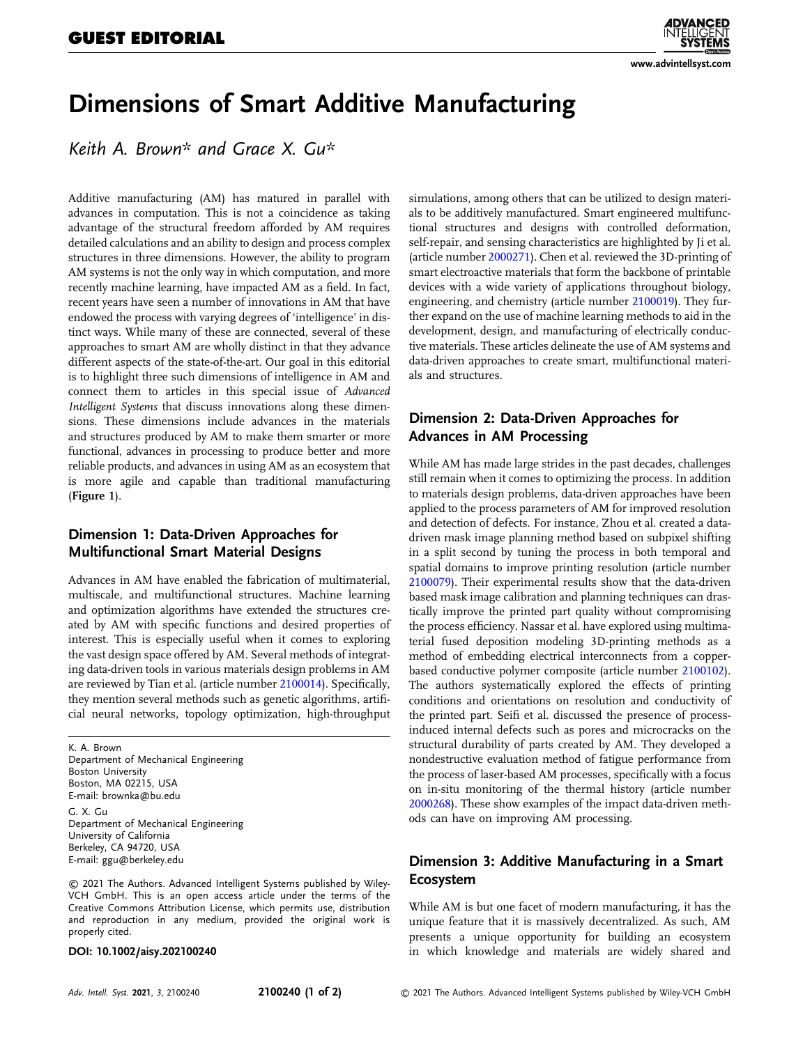# Dimensions of Smart Additive Manufacturing

*Keith A. Brown\* and Grace X. Gu\**

Additive manufacturing (AM) has matured in parallel with advances in computation. This is not a coincidence as taking advantage of the structural freedom afforded by AM requires detailed calculations and an ability to design and process complex structures in three dimensions. However, the ability to program AM systems is not the only way in which computation, and more recently machine learning, have impacted AM as a field. In fact, recent years have seen a number of innovations in AM that have endowed the process with varying degrees of 'intelligence' in distinct ways. While many of these are connected, several of these approaches to smart AM are wholly distinct in that they advance different aspects of the state-of-the-art. Our goal in this editorial is to highlight three such dimensions of intelligence in AM and connect them to articles in this special issue of *Advanced Intelligent Systems* that discuss innovations along these dimensions. These dimensions include advances in the materials and structures produced by AM to make them smarter or more functional, advances in processing to produce better and more reliable products, and advances in using AM as an ecosystem that is more agile and capable than traditional manufacturing (**Figure 1**).

## Dimension 1: Data-Driven Approaches for Multifunctional Smart Material Designs

Advances in AM have enabled the fabrication of multimaterial, multiscale, and multifunctional structures. Machine learning and optimization algorithms have extended the structures created by AM with specific functions and desired properties of interest. This is especially useful when it comes to exploring the vast design space offered by AM. Several methods of integrating data-driven tools in various materials design problems in AM are reviewed by Tian et al. (article number 2100014). Specifically, they mention several methods such as genetic algorithms, artificial neural networks, topology optimization, high-throughput simulations, among others that can be utilized to design materials to be additively manufactured. Smart engineered multifunctional structures and designs with controlled deformation, self-repair, and sensing characteristics are highlighted by Ji et al. (article number 2000271). Chen et al. reviewed the 3D-printing of smart electroactive materials that form the backbone of printable devices with a wide variety of applications throughout biology, engineering, and chemistry (article number 2100019). They further expand on the use of machine learning methods to aid in the development, design, and manufacturing of electrically conductive materials. These articles delineate the use of AM systems and data-driven approaches to create smart, multifunctional materials and structures.

## Dimension 2: Data-Driven Approaches for Advances in AM Processing

While AM has made large strides in the past decades, challenges still remain when it comes to optimizing the process. In addition to materials design problems, data-driven approaches have been applied to the process parameters of AM for improved resolution and detection of defects. For instance, Zhou et al. created a data-driven mask image planning method based on subpixel shifting in a split second by tuning the process in both temporal and spatial domains to improve printing resolution (article number 2100079). Their experimental results show that the data-driven based mask image calibration and planning techniques can drastically improve the printed part quality without compromising the process efficiency. Nassar et al. have explored using multimaterial fused deposition modeling 3D-printing methods as a method of embedding electrical interconnects from a copper-based conductive polymer composite (article number 2100102). The authors systematically explored the effects of printing conditions and orientations on resolution and conductivity of the printed part. Seifi et al. discussed the presence of process-induced internal defects such as pores and microcracks on the structural durability of parts created by AM. They developed a nondestructive evaluation method of fatigue performance from the process of laser-based AM processes, specifically with a focus on in-situ monitoring of the thermal history (article number 2000268). These show examples of the impact data-driven methods can have on improving AM processing.

## Dimension 3: Additive Manufacturing in a Smart Ecosystem

While AM is but one facet of modern manufacturing, it has the unique feature that it is massively decentralized. As such, AM presents a unique opportunity for building an ecosystem in which knowledge and materials are widely shared and

---

K. A. Brown
Department of Mechanical Engineering
Boston University
Boston, MA 02215, USA
E-mail: brownka@bu.edu

G. X. Gu
Department of Mechanical Engineering
University of California
Berkeley, CA 94720, USA
E-mail: ggu@berkeley.edu

© 2021 The Authors. Advanced Intelligent Systems published by Wiley-VCH GmbH. This is an open access article under the terms of the Creative Commons Attribution License, which permits use, distribution and reproduction in any medium, provided the original work is properly cited.

**DOI: 10.1002/aisy.202100240**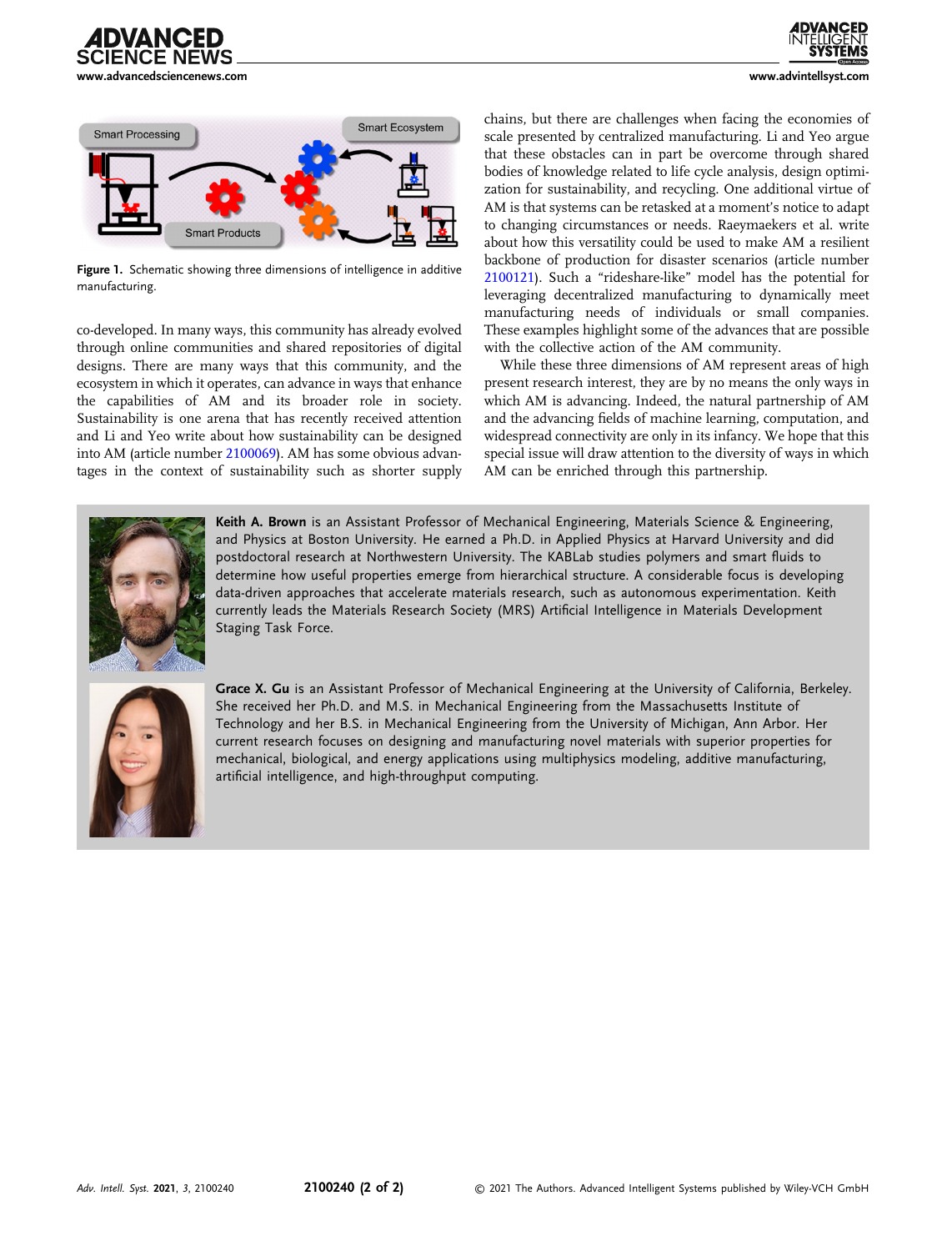Smart Processing

Smart Ecosystem

Smart Products

Figure 1. Schematic showing three dimensions of intelligence in additive manufacturing.

co-developed. In many ways, this community has already evolved through online communities and shared repositories of digital designs. There are many ways that this community, and the ecosystem in which it operates, can advance in ways that enhance the capabilities of AM and its broader role in society. Sustainability is one arena that has recently received attention and Li and Yeo write about how sustainability can be designed into AM (article number 2100069). AM has some obvious advantages in the context of sustainability such as shorter supply chains, but there are challenges when facing the economies of scale presented by centralized manufacturing. Li and Yeo argue that these obstacles can in part be overcome through shared bodies of knowledge related to life cycle analysis, design optimization for sustainability, and recycling. One additional virtue of AM is that systems can be retasked at a moment's notice to adapt to changing circumstances or needs. Raeymaekers et al. write about how this versatility could be used to make AM a resilient backbone of production for disaster scenarios (article number 2100121). Such a "rideshare-like" model has the potential for leveraging decentralized manufacturing to dynamically meet manufacturing needs of individuals or small companies. These examples highlight some of the advances that are possible with the collective action of the AM community.

While these three dimensions of AM represent areas of high present research interest, they are by no means the only ways in which AM is advancing. Indeed, the natural partnership of AM and the advancing fields of machine learning, computation, and widespread connectivity are only in its infancy. We hope that this special issue will draw attention to the diversity of ways in which AM can be enriched through this partnership.

**Keith A. Brown** is an Assistant Professor of Mechanical Engineering, Materials Science & Engineering, and Physics at Boston University. He earned a Ph.D. in Applied Physics at Harvard University and did postdoctoral research at Northwestern University. The KABLab studies polymers and smart fluids to determine how useful properties emerge from hierarchical structure. A considerable focus is developing data-driven approaches that accelerate materials research, such as autonomous experimentation. Keith currently leads the Materials Research Society (MRS) Artificial Intelligence in Materials Development Staging Task Force.

**Grace X. Gu** is an Assistant Professor of Mechanical Engineering at the University of California, Berkeley. She received her Ph.D. and M.S. in Mechanical Engineering from the Massachusetts Institute of Technology and her B.S. in Mechanical Engineering from the University of Michigan, Ann Arbor. Her current research focuses on designing and manufacturing novel materials with superior properties for mechanical, biological, and energy applications using multiphysics modeling, additive manufacturing, artificial intelligence, and high-throughput computing.